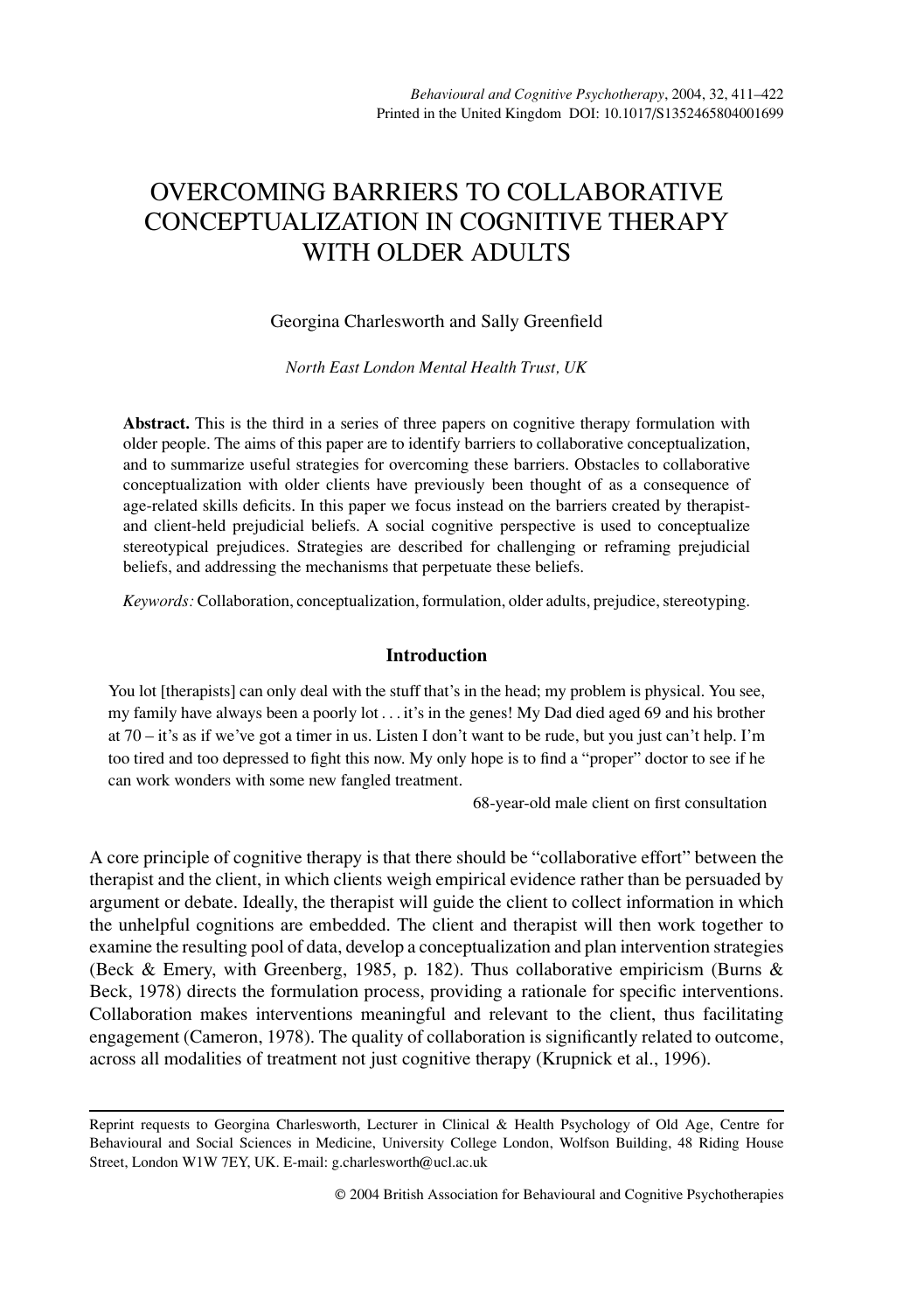# OVERCOMING BARRIERS TO COLLABORATIVE CONCEPTUALIZATION IN COGNITIVE THERAPY WITH OLDER ADULTS

Georgina Charlesworth and Sally Greenfield

*North East London Mental Health Trust, UK*

**Abstract.** This is the third in a series of three papers on cognitive therapy formulation with older people. The aims of this paper are to identify barriers to collaborative conceptualization, and to summarize useful strategies for overcoming these barriers. Obstacles to collaborative conceptualization with older clients have previously been thought of as a consequence of age-related skills deficits. In this paper we focus instead on the barriers created by therapist- and client-held prejudicial beliefs. A social cognitive perspective is used to conceptualize stereotypical prejudices. Strategies are described for challenging or reframing prejudicial beliefs, and addressing the mechanisms that perpetuate these beliefs.

*Keywords:* Collaboration, conceptualization, formulation, older adults, prejudice, stereotyping.

## Introduction

> You lot [therapists] can only deal with the stuff that's in the head; my problem is physical. You see, my family have always been a poorly lot . . . it's in the genes! My Dad died aged 69 and his brother at 70 – it's as if we've got a timer in us. Listen I don't want to be rude, but you just can't help. I'm too tired and too depressed to fight this now. My only hope is to find a "proper" doctor to see if he can work wonders with some new fangled treatment.
>
> 68-year-old male client on first consultation

A core principle of cognitive therapy is that there should be "collaborative effort" between the therapist and the client, in which clients weigh empirical evidence rather than be persuaded by argument or debate. Ideally, the therapist will guide the client to collect information in which the unhelpful cognitions are embedded. The client and therapist will then work together to examine the resulting pool of data, develop a conceptualization and plan intervention strategies (Beck & Emery, with Greenberg, 1985, p. 182). Thus collaborative empiricism (Burns & Beck, 1978) directs the formulation process, providing a rationale for specific interventions. Collaboration makes interventions meaningful and relevant to the client, thus facilitating engagement (Cameron, 1978). The quality of collaboration is significantly related to outcome, across all modalities of treatment not just cognitive therapy (Krupnick et al., 1996).

---

Reprint requests to Georgina Charlesworth, Lecturer in Clinical & Health Psychology of Old Age, Centre for Behavioural and Social Sciences in Medicine, University College London, Wolfson Building, 48 Riding House Street, London W1W 7EY, UK. E-mail: g.charlesworth@ucl.ac.uk

© 2004 British Association for Behavioural and Cognitive Psychotherapies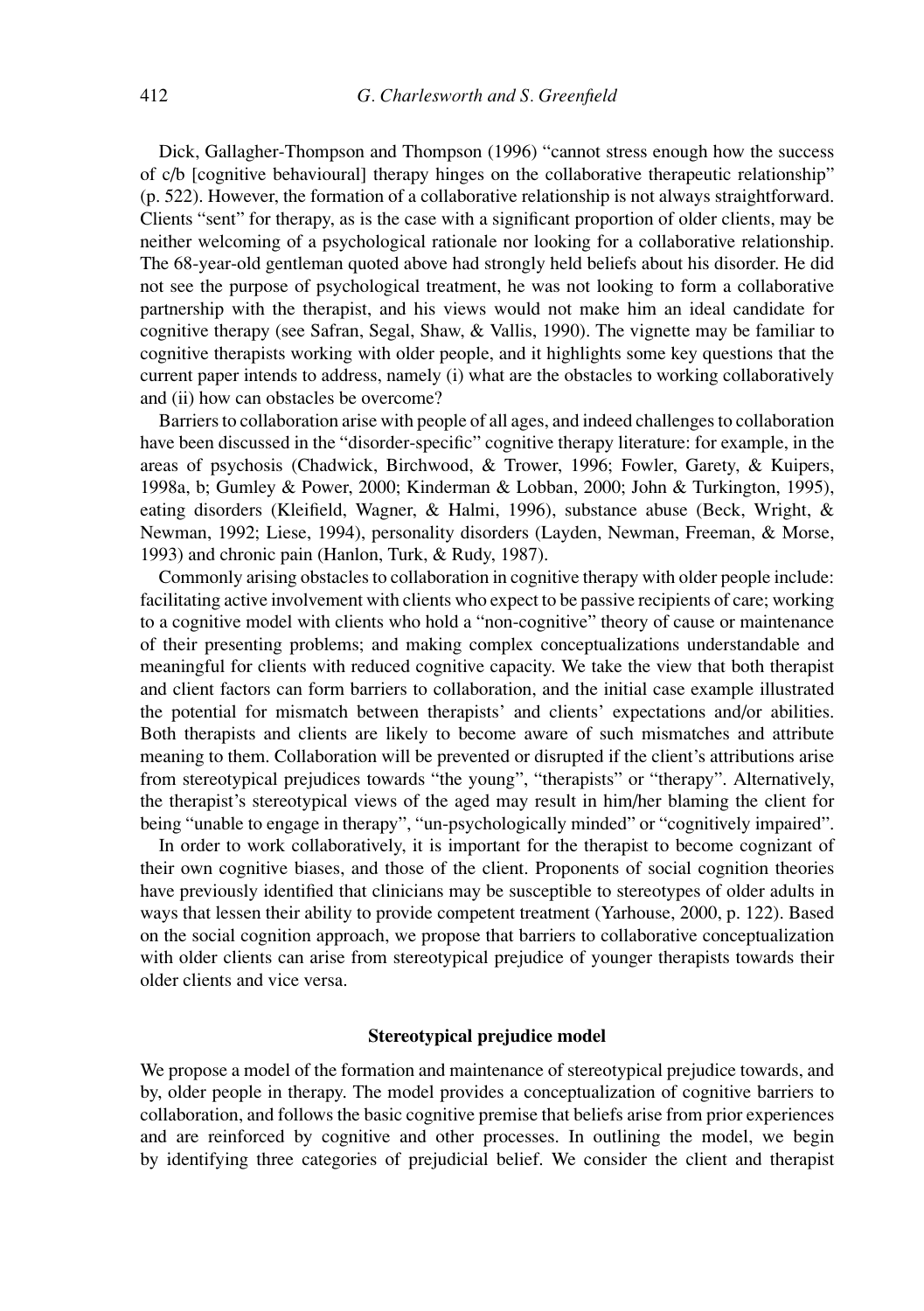Dick, Gallagher-Thompson and Thompson (1996) "cannot stress enough how the success of c/b [cognitive behavioural] therapy hinges on the collaborative therapeutic relationship" (p. 522). However, the formation of a collaborative relationship is not always straightforward. Clients "sent" for therapy, as is the case with a significant proportion of older clients, may be neither welcoming of a psychological rationale nor looking for a collaborative relationship. The 68-year-old gentleman quoted above had strongly held beliefs about his disorder. He did not see the purpose of psychological treatment, he was not looking to form a collaborative partnership with the therapist, and his views would not make him an ideal candidate for cognitive therapy (see Safran, Segal, Shaw, & Vallis, 1990). The vignette may be familiar to cognitive therapists working with older people, and it highlights some key questions that the current paper intends to address, namely (i) what are the obstacles to working collaboratively and (ii) how can obstacles be overcome?

Barriers to collaboration arise with people of all ages, and indeed challenges to collaboration have been discussed in the "disorder-specific" cognitive therapy literature: for example, in the areas of psychosis (Chadwick, Birchwood, & Trower, 1996; Fowler, Garety, & Kuipers, 1998a, b; Gumley & Power, 2000; Kinderman & Lobban, 2000; John & Turkington, 1995), eating disorders (Kleifield, Wagner, & Halmi, 1996), substance abuse (Beck, Wright, & Newman, 1992; Liese, 1994), personality disorders (Layden, Newman, Freeman, & Morse, 1993) and chronic pain (Hanlon, Turk, & Rudy, 1987).

Commonly arising obstacles to collaboration in cognitive therapy with older people include: facilitating active involvement with clients who expect to be passive recipients of care; working to a cognitive model with clients who hold a "non-cognitive" theory of cause or maintenance of their presenting problems; and making complex conceptualizations understandable and meaningful for clients with reduced cognitive capacity. We take the view that both therapist and client factors can form barriers to collaboration, and the initial case example illustrated the potential for mismatch between therapists' and clients' expectations and/or abilities. Both therapists and clients are likely to become aware of such mismatches and attribute meaning to them. Collaboration will be prevented or disrupted if the client's attributions arise from stereotypical prejudices towards "the young", "therapists" or "therapy". Alternatively, the therapist's stereotypical views of the aged may result in him/her blaming the client for being "unable to engage in therapy", "un-psychologically minded" or "cognitively impaired".

In order to work collaboratively, it is important for the therapist to become cognizant of their own cognitive biases, and those of the client. Proponents of social cognition theories have previously identified that clinicians may be susceptible to stereotypes of older adults in ways that lessen their ability to provide competent treatment (Yarhouse, 2000, p. 122). Based on the social cognition approach, we propose that barriers to collaborative conceptualization with older clients can arise from stereotypical prejudice of younger therapists towards their older clients and vice versa.

## Stereotypical prejudice model

We propose a model of the formation and maintenance of stereotypical prejudice towards, and by, older people in therapy. The model provides a conceptualization of cognitive barriers to collaboration, and follows the basic cognitive premise that beliefs arise from prior experiences and are reinforced by cognitive and other processes. In outlining the model, we begin by identifying three categories of prejudicial belief. We consider the client and therapist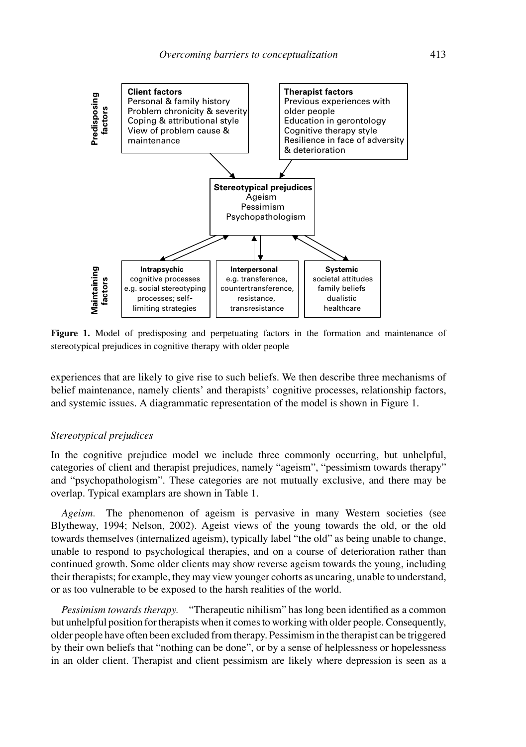Predisposing factors

**Client factors**
Personal & family history
Problem chronicity & severity
Coping & attributional style
View of problem cause & maintenance

**Therapist factors**
Previous experiences with older people
Education in gerontology
Cognitive therapy style
Resilience in face of adversity & deterioration

**Stereotypical prejudices**
Ageism
Pessimism
Psychopathologism

Maintaining factors

**Intrapsychic**
cognitive processes e.g. social stereotyping processes; self-limiting strategies

**Interpersonal**
e.g. transference, countertransference, resistance, transresistance

**Systemic**
societal attitudes
family beliefs
dualistic healthcare

**Figure 1.** Model of predisposing and perpetuating factors in the formation and maintenance of stereotypical prejudices in cognitive therapy with older people

experiences that are likely to give rise to such beliefs. We then describe three mechanisms of belief maintenance, namely clients' and therapists' cognitive processes, relationship factors, and systemic issues. A diagrammatic representation of the model is shown in Figure 1.

*Stereotypical prejudices*

In the cognitive prejudice model we include three commonly occurring, but unhelpful, categories of client and therapist prejudices, namely "ageism", "pessimism towards therapy" and "psychopathologism". These categories are not mutually exclusive, and there may be overlap. Typical examplars are shown in Table 1.

*Ageism.* The phenomenon of ageism is pervasive in many Western societies (see Blytheway, 1994; Nelson, 2002). Ageist views of the young towards the old, or the old towards themselves (internalized ageism), typically label "the old" as being unable to change, unable to respond to psychological therapies, and on a course of deterioration rather than continued growth. Some older clients may show reverse ageism towards the young, including their therapists; for example, they may view younger cohorts as uncaring, unable to understand, or as too vulnerable to be exposed to the harsh realities of the world.

*Pessimism towards therapy.* "Therapeutic nihilism" has long been identified as a common but unhelpful position for therapists when it comes to working with older people. Consequently, older people have often been excluded from therapy. Pessimism in the therapist can be triggered by their own beliefs that "nothing can be done", or by a sense of helplessness or hopelessness in an older client. Therapist and client pessimism are likely where depression is seen as a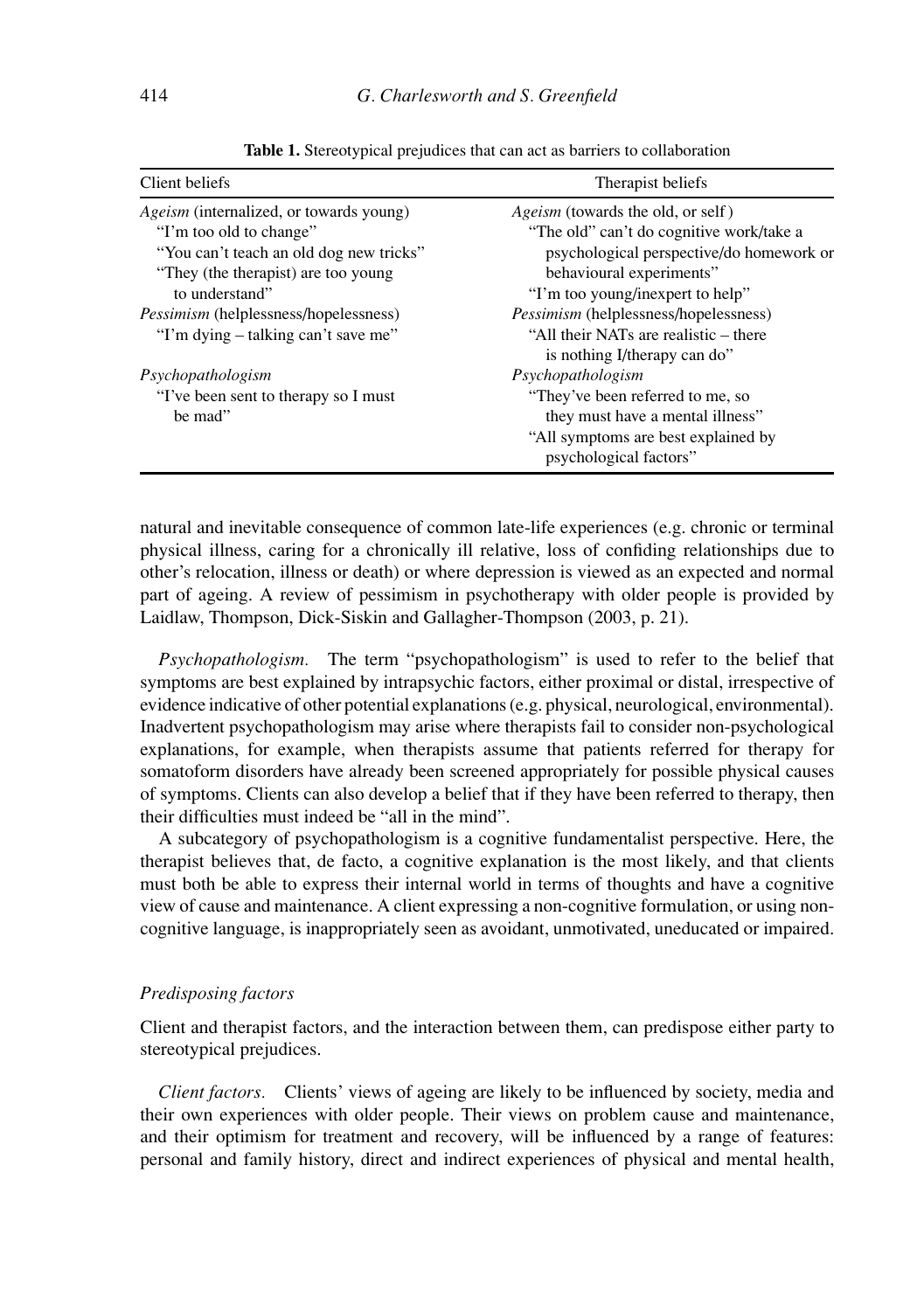**Table 1.** Stereotypical prejudices that can act as barriers to collaboration

| Client beliefs | Therapist beliefs |
|---|---|
| *Ageism* (internalized, or towards young) | *Ageism* (towards the old, or self) |
| "I'm too old to change" | "The old" can't do cognitive work/take a psychological perspective/do homework or behavioural experiments" |
| "You can't teach an old dog new tricks" | |
| "They (the therapist) are too young to understand" | "I'm too young/inexpert to help" |
| *Pessimism* (helplessness/hopelessness) | *Pessimism* (helplessness/hopelessness) |
| "I'm dying – talking can't save me" | "All their NATs are realistic – there is nothing I/therapy can do" |
| *Psychopathologism* | *Psychopathologism* |
| "I've been sent to therapy so I must be mad" | "They've been referred to me, so they must have a mental illness" |
| | "All symptoms are best explained by psychological factors" |

natural and inevitable consequence of common late-life experiences (e.g. chronic or terminal physical illness, caring for a chronically ill relative, loss of confiding relationships due to other's relocation, illness or death) or where depression is viewed as an expected and normal part of ageing. A review of pessimism in psychotherapy with older people is provided by Laidlaw, Thompson, Dick-Siskin and Gallagher-Thompson (2003, p. 21).

*Psychopathologism.* The term "psychopathologism" is used to refer to the belief that symptoms are best explained by intrapsychic factors, either proximal or distal, irrespective of evidence indicative of other potential explanations (e.g. physical, neurological, environmental). Inadvertent psychopathologism may arise where therapists fail to consider non-psychological explanations, for example, when therapists assume that patients referred for therapy for somatoform disorders have already been screened appropriately for possible physical causes of symptoms. Clients can also develop a belief that if they have been referred to therapy, then their difficulties must indeed be "all in the mind".

A subcategory of psychopathologism is a cognitive fundamentalist perspective. Here, the therapist believes that, de facto, a cognitive explanation is the most likely, and that clients must both be able to express their internal world in terms of thoughts and have a cognitive view of cause and maintenance. A client expressing a non-cognitive formulation, or using non-cognitive language, is inappropriately seen as avoidant, unmotivated, uneducated or impaired.

### *Predisposing factors*

Client and therapist factors, and the interaction between them, can predispose either party to stereotypical prejudices.

*Client factors.* Clients' views of ageing are likely to be influenced by society, media and their own experiences with older people. Their views on problem cause and maintenance, and their optimism for treatment and recovery, will be influenced by a range of features: personal and family history, direct and indirect experiences of physical and mental health,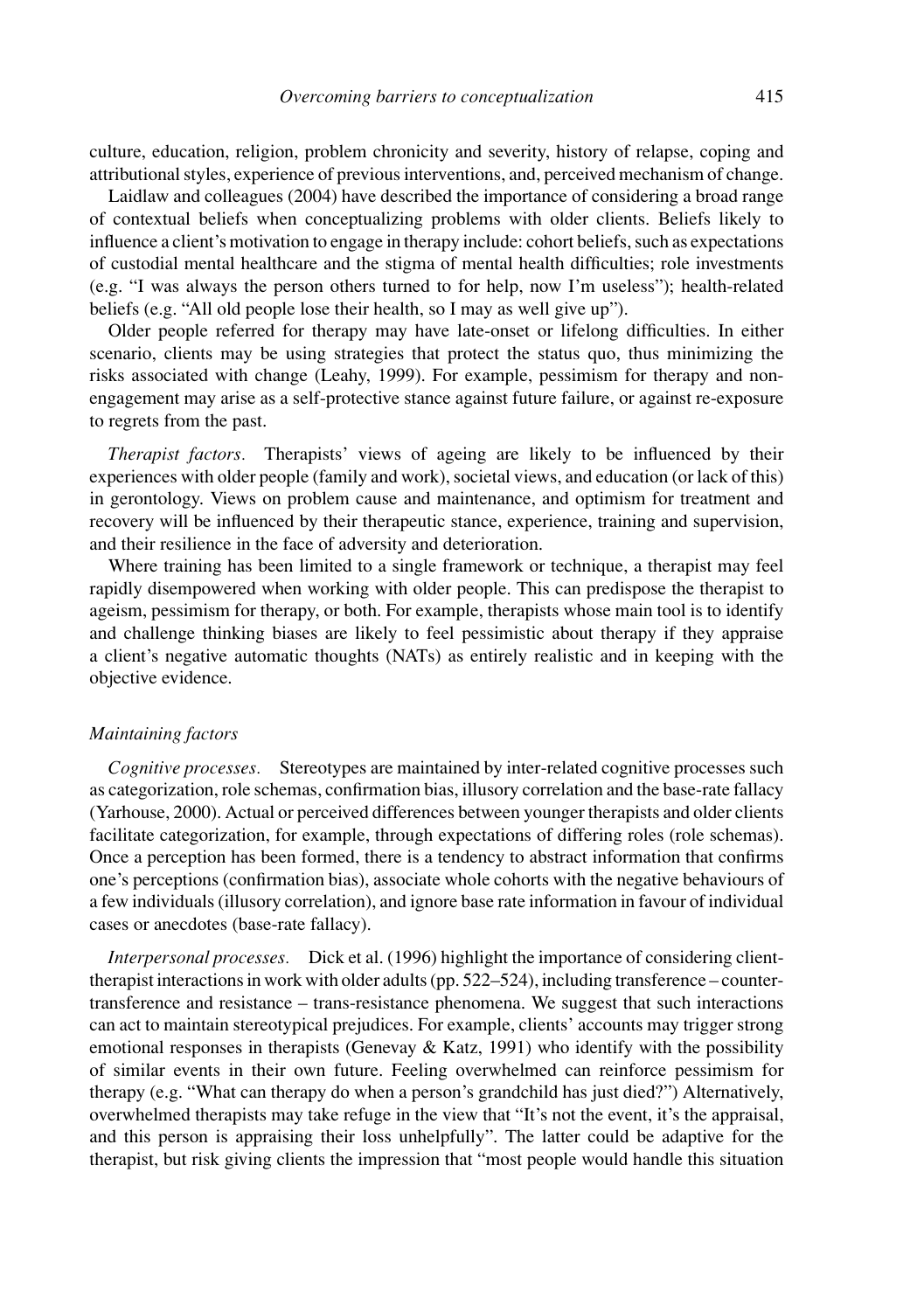culture, education, religion, problem chronicity and severity, history of relapse, coping and attributional styles, experience of previous interventions, and, perceived mechanism of change.

Laidlaw and colleagues (2004) have described the importance of considering a broad range of contextual beliefs when conceptualizing problems with older clients. Beliefs likely to influence a client's motivation to engage in therapy include: cohort beliefs, such as expectations of custodial mental healthcare and the stigma of mental health difficulties; role investments (e.g. "I was always the person others turned to for help, now I'm useless"); health-related beliefs (e.g. "All old people lose their health, so I may as well give up").

Older people referred for therapy may have late-onset or lifelong difficulties. In either scenario, clients may be using strategies that protect the status quo, thus minimizing the risks associated with change (Leahy, 1999). For example, pessimism for therapy and non-engagement may arise as a self-protective stance against future failure, or against re-exposure to regrets from the past.

*Therapist factors.* Therapists' views of ageing are likely to be influenced by their experiences with older people (family and work), societal views, and education (or lack of this) in gerontology. Views on problem cause and maintenance, and optimism for treatment and recovery will be influenced by their therapeutic stance, experience, training and supervision, and their resilience in the face of adversity and deterioration.

Where training has been limited to a single framework or technique, a therapist may feel rapidly disempowered when working with older people. This can predispose the therapist to ageism, pessimism for therapy, or both. For example, therapists whose main tool is to identify and challenge thinking biases are likely to feel pessimistic about therapy if they appraise a client's negative automatic thoughts (NATs) as entirely realistic and in keeping with the objective evidence.

### *Maintaining factors*

*Cognitive processes.* Stereotypes are maintained by inter-related cognitive processes such as categorization, role schemas, confirmation bias, illusory correlation and the base-rate fallacy (Yarhouse, 2000). Actual or perceived differences between younger therapists and older clients facilitate categorization, for example, through expectations of differing roles (role schemas). Once a perception has been formed, there is a tendency to abstract information that confirms one's perceptions (confirmation bias), associate whole cohorts with the negative behaviours of a few individuals (illusory correlation), and ignore base rate information in favour of individual cases or anecdotes (base-rate fallacy).

*Interpersonal processes.* Dick et al. (1996) highlight the importance of considering client-therapist interactions in work with older adults (pp. 522–524), including transference – counter-transference and resistance – trans-resistance phenomena. We suggest that such interactions can act to maintain stereotypical prejudices. For example, clients' accounts may trigger strong emotional responses in therapists (Genevay & Katz, 1991) who identify with the possibility of similar events in their own future. Feeling overwhelmed can reinforce pessimism for therapy (e.g. "What can therapy do when a person's grandchild has just died?") Alternatively, overwhelmed therapists may take refuge in the view that "It's not the event, it's the appraisal, and this person is appraising their loss unhelpfully". The latter could be adaptive for the therapist, but risk giving clients the impression that "most people would handle this situation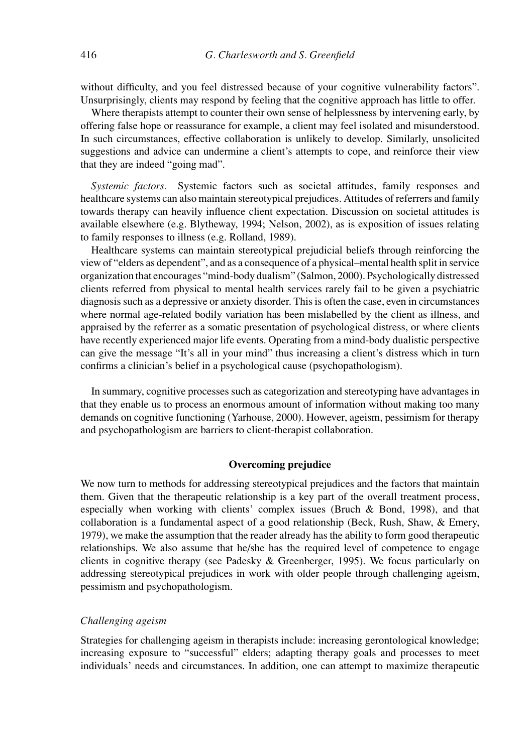without difficulty, and you feel distressed because of your cognitive vulnerability factors". Unsurprisingly, clients may respond by feeling that the cognitive approach has little to offer.

Where therapists attempt to counter their own sense of helplessness by intervening early, by offering false hope or reassurance for example, a client may feel isolated and misunderstood. In such circumstances, effective collaboration is unlikely to develop. Similarly, unsolicited suggestions and advice can undermine a client's attempts to cope, and reinforce their view that they are indeed "going mad".

*Systemic factors.* Systemic factors such as societal attitudes, family responses and healthcare systems can also maintain stereotypical prejudices. Attitudes of referrers and family towards therapy can heavily influence client expectation. Discussion on societal attitudes is available elsewhere (e.g. Blytheway, 1994; Nelson, 2002), as is exposition of issues relating to family responses to illness (e.g. Rolland, 1989).

Healthcare systems can maintain stereotypical prejudicial beliefs through reinforcing the view of "elders as dependent", and as a consequence of a physical–mental health split in service organization that encourages "mind-body dualism" (Salmon, 2000). Psychologically distressed clients referred from physical to mental health services rarely fail to be given a psychiatric diagnosis such as a depressive or anxiety disorder. This is often the case, even in circumstances where normal age-related bodily variation has been mislabelled by the client as illness, and appraised by the referrer as a somatic presentation of psychological distress, or where clients have recently experienced major life events. Operating from a mind-body dualistic perspective can give the message "It's all in your mind" thus increasing a client's distress which in turn confirms a clinician's belief in a psychological cause (psychopathologism).

In summary, cognitive processes such as categorization and stereotyping have advantages in that they enable us to process an enormous amount of information without making too many demands on cognitive functioning (Yarhouse, 2000). However, ageism, pessimism for therapy and psychopathologism are barriers to client-therapist collaboration.

## Overcoming prejudice

We now turn to methods for addressing stereotypical prejudices and the factors that maintain them. Given that the therapeutic relationship is a key part of the overall treatment process, especially when working with clients' complex issues (Bruch & Bond, 1998), and that collaboration is a fundamental aspect of a good relationship (Beck, Rush, Shaw, & Emery, 1979), we make the assumption that the reader already has the ability to form good therapeutic relationships. We also assume that he/she has the required level of competence to engage clients in cognitive therapy (see Padesky & Greenberger, 1995). We focus particularly on addressing stereotypical prejudices in work with older people through challenging ageism, pessimism and psychopathologism.

### *Challenging ageism*

Strategies for challenging ageism in therapists include: increasing gerontological knowledge; increasing exposure to "successful" elders; adapting therapy goals and processes to meet individuals' needs and circumstances. In addition, one can attempt to maximize therapeutic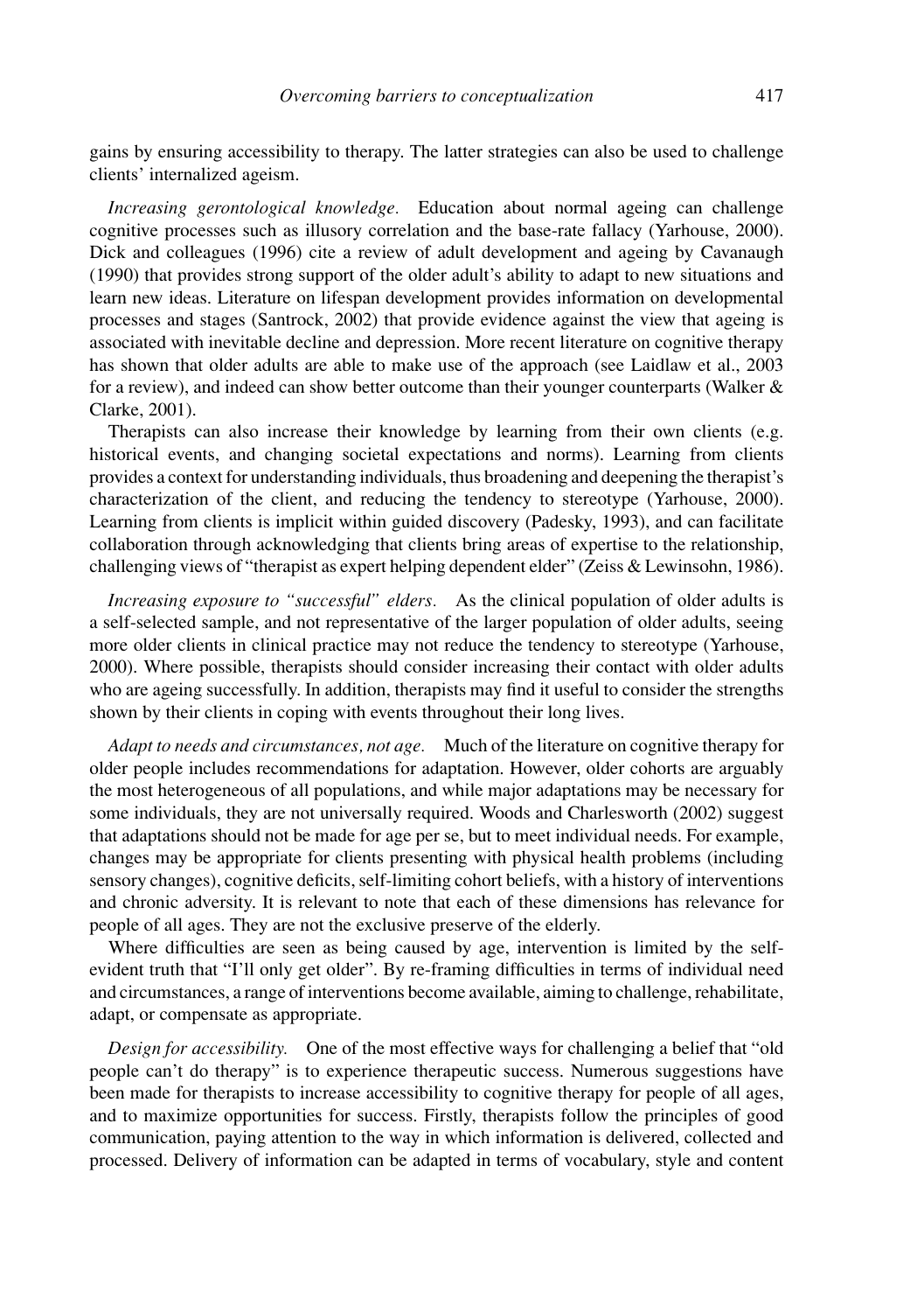gains by ensuring accessibility to therapy. The latter strategies can also be used to challenge clients' internalized ageism.

*Increasing gerontological knowledge.* Education about normal ageing can challenge cognitive processes such as illusory correlation and the base-rate fallacy (Yarhouse, 2000). Dick and colleagues (1996) cite a review of adult development and ageing by Cavanaugh (1990) that provides strong support of the older adult's ability to adapt to new situations and learn new ideas. Literature on lifespan development provides information on developmental processes and stages (Santrock, 2002) that provide evidence against the view that ageing is associated with inevitable decline and depression. More recent literature on cognitive therapy has shown that older adults are able to make use of the approach (see Laidlaw et al., 2003 for a review), and indeed can show better outcome than their younger counterparts (Walker & Clarke, 2001).

Therapists can also increase their knowledge by learning from their own clients (e.g. historical events, and changing societal expectations and norms). Learning from clients provides a context for understanding individuals, thus broadening and deepening the therapist's characterization of the client, and reducing the tendency to stereotype (Yarhouse, 2000). Learning from clients is implicit within guided discovery (Padesky, 1993), and can facilitate collaboration through acknowledging that clients bring areas of expertise to the relationship, challenging views of "therapist as expert helping dependent elder" (Zeiss & Lewinsohn, 1986).

*Increasing exposure to "successful" elders.* As the clinical population of older adults is a self-selected sample, and not representative of the larger population of older adults, seeing more older clients in clinical practice may not reduce the tendency to stereotype (Yarhouse, 2000). Where possible, therapists should consider increasing their contact with older adults who are ageing successfully. In addition, therapists may find it useful to consider the strengths shown by their clients in coping with events throughout their long lives.

*Adapt to needs and circumstances, not age.* Much of the literature on cognitive therapy for older people includes recommendations for adaptation. However, older cohorts are arguably the most heterogeneous of all populations, and while major adaptations may be necessary for some individuals, they are not universally required. Woods and Charlesworth (2002) suggest that adaptations should not be made for age per se, but to meet individual needs. For example, changes may be appropriate for clients presenting with physical health problems (including sensory changes), cognitive deficits, self-limiting cohort beliefs, with a history of interventions and chronic adversity. It is relevant to note that each of these dimensions has relevance for people of all ages. They are not the exclusive preserve of the elderly.

Where difficulties are seen as being caused by age, intervention is limited by the self-evident truth that "I'll only get older". By re-framing difficulties in terms of individual need and circumstances, a range of interventions become available, aiming to challenge, rehabilitate, adapt, or compensate as appropriate.

*Design for accessibility.* One of the most effective ways for challenging a belief that "old people can't do therapy" is to experience therapeutic success. Numerous suggestions have been made for therapists to increase accessibility to cognitive therapy for people of all ages, and to maximize opportunities for success. Firstly, therapists follow the principles of good communication, paying attention to the way in which information is delivered, collected and processed. Delivery of information can be adapted in terms of vocabulary, style and content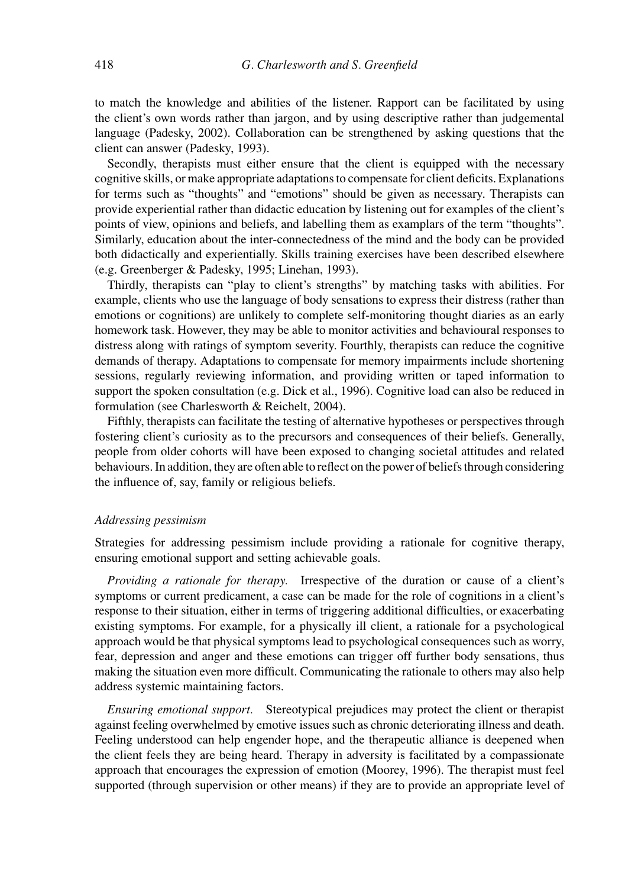to match the knowledge and abilities of the listener. Rapport can be facilitated by using the client's own words rather than jargon, and by using descriptive rather than judgemental language (Padesky, 2002). Collaboration can be strengthened by asking questions that the client can answer (Padesky, 1993).

Secondly, therapists must either ensure that the client is equipped with the necessary cognitive skills, or make appropriate adaptations to compensate for client deficits. Explanations for terms such as "thoughts" and "emotions" should be given as necessary. Therapists can provide experiential rather than didactic education by listening out for examples of the client's points of view, opinions and beliefs, and labelling them as examplars of the term "thoughts". Similarly, education about the inter-connectedness of the mind and the body can be provided both didactically and experientially. Skills training exercises have been described elsewhere (e.g. Greenberger & Padesky, 1995; Linehan, 1993).

Thirdly, therapists can "play to client's strengths" by matching tasks with abilities. For example, clients who use the language of body sensations to express their distress (rather than emotions or cognitions) are unlikely to complete self-monitoring thought diaries as an early homework task. However, they may be able to monitor activities and behavioural responses to distress along with ratings of symptom severity. Fourthly, therapists can reduce the cognitive demands of therapy. Adaptations to compensate for memory impairments include shortening sessions, regularly reviewing information, and providing written or taped information to support the spoken consultation (e.g. Dick et al., 1996). Cognitive load can also be reduced in formulation (see Charlesworth & Reichelt, 2004).

Fifthly, therapists can facilitate the testing of alternative hypotheses or perspectives through fostering client's curiosity as to the precursors and consequences of their beliefs. Generally, people from older cohorts will have been exposed to changing societal attitudes and related behaviours. In addition, they are often able to reflect on the power of beliefs through considering the influence of, say, family or religious beliefs.

### *Addressing pessimism*

Strategies for addressing pessimism include providing a rationale for cognitive therapy, ensuring emotional support and setting achievable goals.

*Providing a rationale for therapy.* Irrespective of the duration or cause of a client's symptoms or current predicament, a case can be made for the role of cognitions in a client's response to their situation, either in terms of triggering additional difficulties, or exacerbating existing symptoms. For example, for a physically ill client, a rationale for a psychological approach would be that physical symptoms lead to psychological consequences such as worry, fear, depression and anger and these emotions can trigger off further body sensations, thus making the situation even more difficult. Communicating the rationale to others may also help address systemic maintaining factors.

*Ensuring emotional support.* Stereotypical prejudices may protect the client or therapist against feeling overwhelmed by emotive issues such as chronic deteriorating illness and death. Feeling understood can help engender hope, and the therapeutic alliance is deepened when the client feels they are being heard. Therapy in adversity is facilitated by a compassionate approach that encourages the expression of emotion (Moorey, 1996). The therapist must feel supported (through supervision or other means) if they are to provide an appropriate level of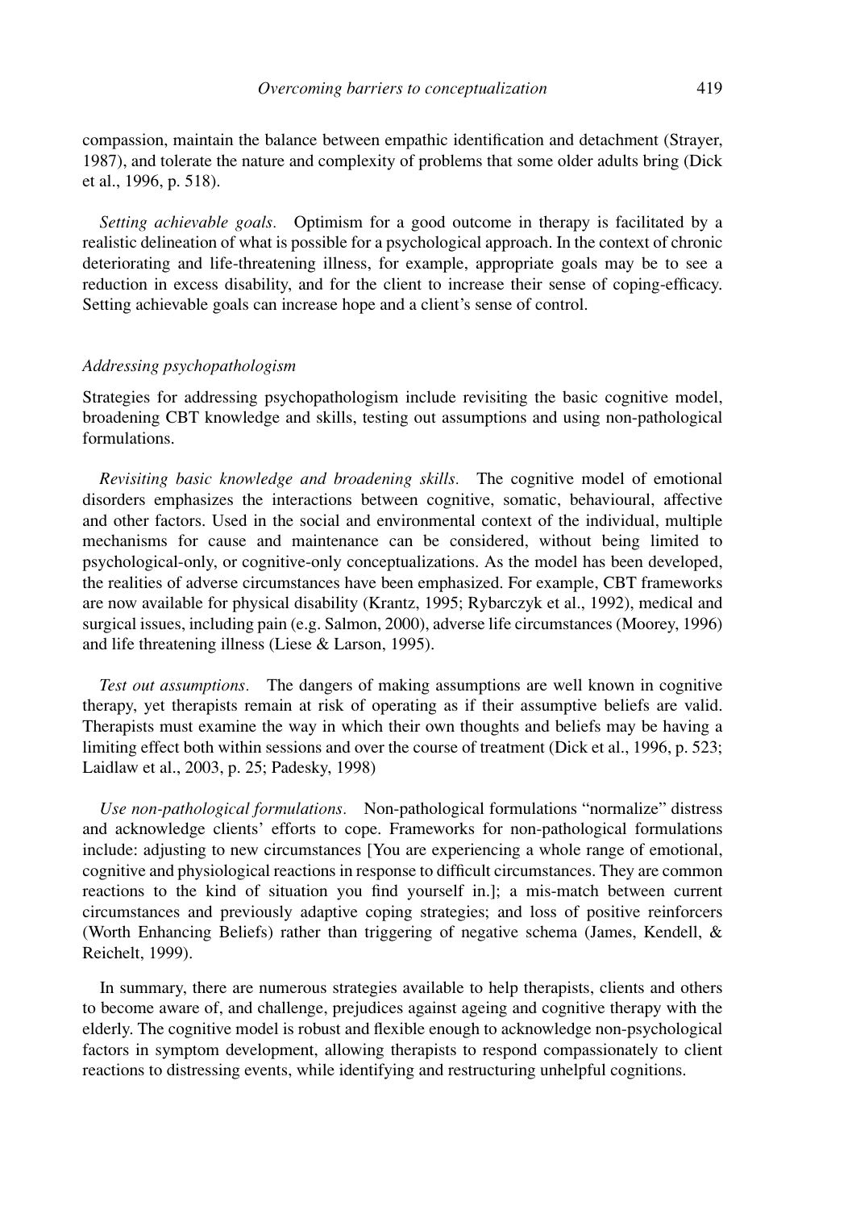compassion, maintain the balance between empathic identification and detachment (Strayer, 1987), and tolerate the nature and complexity of problems that some older adults bring (Dick et al., 1996, p. 518).

*Setting achievable goals.* Optimism for a good outcome in therapy is facilitated by a realistic delineation of what is possible for a psychological approach. In the context of chronic deteriorating and life-threatening illness, for example, appropriate goals may be to see a reduction in excess disability, and for the client to increase their sense of coping-efficacy. Setting achievable goals can increase hope and a client's sense of control.

### *Addressing psychopathologism*

Strategies for addressing psychopathologism include revisiting the basic cognitive model, broadening CBT knowledge and skills, testing out assumptions and using non-pathological formulations.

*Revisiting basic knowledge and broadening skills.* The cognitive model of emotional disorders emphasizes the interactions between cognitive, somatic, behavioural, affective and other factors. Used in the social and environmental context of the individual, multiple mechanisms for cause and maintenance can be considered, without being limited to psychological-only, or cognitive-only conceptualizations. As the model has been developed, the realities of adverse circumstances have been emphasized. For example, CBT frameworks are now available for physical disability (Krantz, 1995; Rybarczyk et al., 1992), medical and surgical issues, including pain (e.g. Salmon, 2000), adverse life circumstances (Moorey, 1996) and life threatening illness (Liese & Larson, 1995).

*Test out assumptions.* The dangers of making assumptions are well known in cognitive therapy, yet therapists remain at risk of operating as if their assumptive beliefs are valid. Therapists must examine the way in which their own thoughts and beliefs may be having a limiting effect both within sessions and over the course of treatment (Dick et al., 1996, p. 523; Laidlaw et al., 2003, p. 25; Padesky, 1998)

*Use non-pathological formulations.* Non-pathological formulations "normalize" distress and acknowledge clients' efforts to cope. Frameworks for non-pathological formulations include: adjusting to new circumstances [You are experiencing a whole range of emotional, cognitive and physiological reactions in response to difficult circumstances. They are common reactions to the kind of situation you find yourself in.]; a mis-match between current circumstances and previously adaptive coping strategies; and loss of positive reinforcers (Worth Enhancing Beliefs) rather than triggering of negative schema (James, Kendell, & Reichelt, 1999).

In summary, there are numerous strategies available to help therapists, clients and others to become aware of, and challenge, prejudices against ageing and cognitive therapy with the elderly. The cognitive model is robust and flexible enough to acknowledge non-psychological factors in symptom development, allowing therapists to respond compassionately to client reactions to distressing events, while identifying and restructuring unhelpful cognitions.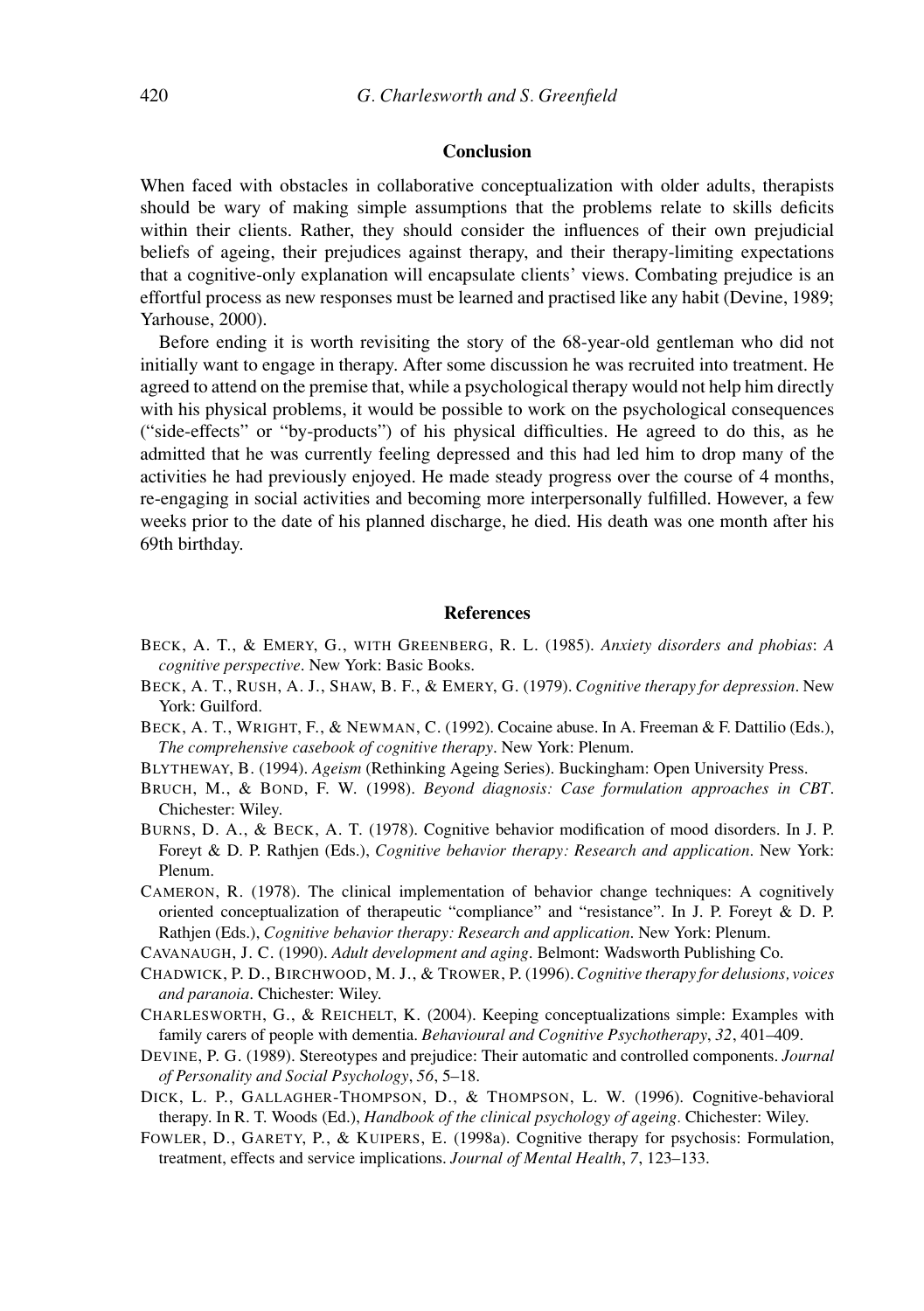## Conclusion

When faced with obstacles in collaborative conceptualization with older adults, therapists should be wary of making simple assumptions that the problems relate to skills deficits within their clients. Rather, they should consider the influences of their own prejudicial beliefs of ageing, their prejudices against therapy, and their therapy-limiting expectations that a cognitive-only explanation will encapsulate clients' views. Combating prejudice is an effortful process as new responses must be learned and practised like any habit (Devine, 1989; Yarhouse, 2000).

Before ending it is worth revisiting the story of the 68-year-old gentleman who did not initially want to engage in therapy. After some discussion he was recruited into treatment. He agreed to attend on the premise that, while a psychological therapy would not help him directly with his physical problems, it would be possible to work on the psychological consequences ("side-effects" or "by-products") of his physical difficulties. He agreed to do this, as he admitted that he was currently feeling depressed and this had led him to drop many of the activities he had previously enjoyed. He made steady progress over the course of 4 months, re-engaging in social activities and becoming more interpersonally fulfilled. However, a few weeks prior to the date of his planned discharge, he died. His death was one month after his 69th birthday.

## References

Beck, A. T., & Emery, G., with Greenberg, R. L. (1985). *Anxiety disorders and phobias: A cognitive perspective*. New York: Basic Books.

Beck, A. T., Rush, A. J., Shaw, B. F., & Emery, G. (1979). *Cognitive therapy for depression*. New York: Guilford.

Beck, A. T., Wright, F., & Newman, C. (1992). Cocaine abuse. In A. Freeman & F. Dattilio (Eds.), *The comprehensive casebook of cognitive therapy*. New York: Plenum.

Blytheway, B. (1994). *Ageism* (Rethinking Ageing Series). Buckingham: Open University Press.

Bruch, M., & Bond, F. W. (1998). *Beyond diagnosis: Case formulation approaches in CBT*. Chichester: Wiley.

Burns, D. A., & Beck, A. T. (1978). Cognitive behavior modification of mood disorders. In J. P. Foreyt & D. P. Rathjen (Eds.), *Cognitive behavior therapy: Research and application*. New York: Plenum.

Cameron, R. (1978). The clinical implementation of behavior change techniques: A cognitively oriented conceptualization of therapeutic "compliance" and "resistance". In J. P. Foreyt & D. P. Rathjen (Eds.), *Cognitive behavior therapy: Research and application*. New York: Plenum.

Cavanaugh, J. C. (1990). *Adult development and aging*. Belmont: Wadsworth Publishing Co.

Chadwick, P. D., Birchwood, M. J., & Trower, P. (1996). *Cognitive therapy for delusions, voices and paranoia*. Chichester: Wiley.

Charlesworth, G., & Reichelt, K. (2004). Keeping conceptualizations simple: Examples with family carers of people with dementia. *Behavioural and Cognitive Psychotherapy*, *32*, 401–409.

Devine, P. G. (1989). Stereotypes and prejudice: Their automatic and controlled components. *Journal of Personality and Social Psychology*, *56*, 5–18.

Dick, L. P., Gallagher-Thompson, D., & Thompson, L. W. (1996). Cognitive-behavioral therapy. In R. T. Woods (Ed.), *Handbook of the clinical psychology of ageing*. Chichester: Wiley.

Fowler, D., Garety, P., & Kuipers, E. (1998a). Cognitive therapy for psychosis: Formulation, treatment, effects and service implications. *Journal of Mental Health*, *7*, 123–133.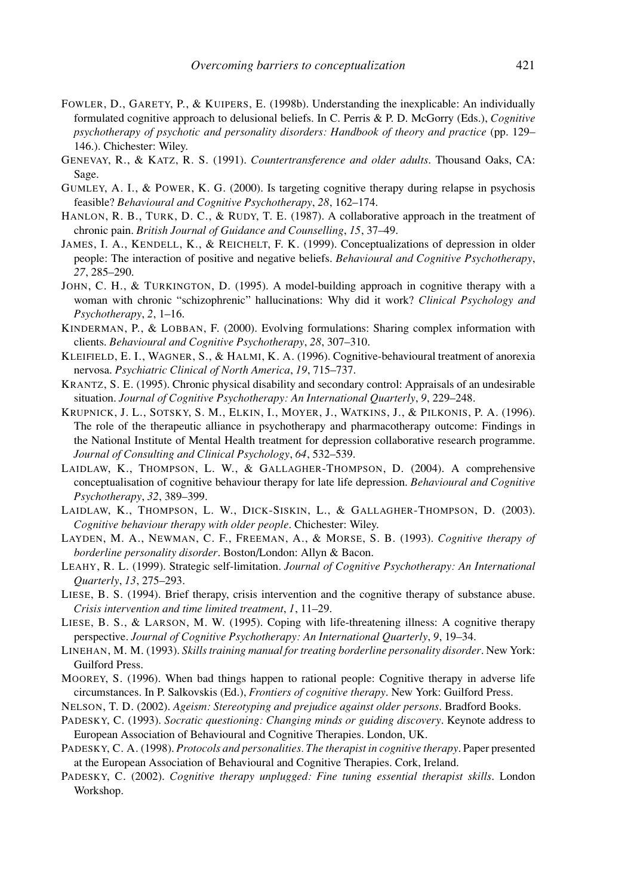FOWLER, D., GARETY, P., & KUIPERS, E. (1998b). Understanding the inexplicable: An individually formulated cognitive approach to delusional beliefs. In C. Perris & P. D. McGorry (Eds.), *Cognitive psychotherapy of psychotic and personality disorders: Handbook of theory and practice* (pp. 129–146.). Chichester: Wiley.

GENEVAY, R., & KATZ, R. S. (1991). *Countertransference and older adults*. Thousand Oaks, CA: Sage.

GUMLEY, A. I., & POWER, K. G. (2000). Is targeting cognitive therapy during relapse in psychosis feasible? *Behavioural and Cognitive Psychotherapy*, *28*, 162–174.

HANLON, R. B., TURK, D. C., & RUDY, T. E. (1987). A collaborative approach in the treatment of chronic pain. *British Journal of Guidance and Counselling*, *15*, 37–49.

JAMES, I. A., KENDELL, K., & REICHELT, F. K. (1999). Conceptualizations of depression in older people: The interaction of positive and negative beliefs. *Behavioural and Cognitive Psychotherapy*, *27*, 285–290.

JOHN, C. H., & TURKINGTON, D. (1995). A model-building approach in cognitive therapy with a woman with chronic "schizophrenic" hallucinations: Why did it work? *Clinical Psychology and Psychotherapy*, *2*, 1–16.

KINDERMAN, P., & LOBBAN, F. (2000). Evolving formulations: Sharing complex information with clients. *Behavioural and Cognitive Psychotherapy*, *28*, 307–310.

KLEIFIELD, E. I., WAGNER, S., & HALMI, K. A. (1996). Cognitive-behavioural treatment of anorexia nervosa. *Psychiatric Clinical of North America*, *19*, 715–737.

KRANTZ, S. E. (1995). Chronic physical disability and secondary control: Appraisals of an undesirable situation. *Journal of Cognitive Psychotherapy: An International Quarterly*, *9*, 229–248.

KRUPNICK, J. L., SOTSKY, S. M., ELKIN, I., MOYER, J., WATKINS, J., & PILKONIS, P. A. (1996). The role of the therapeutic alliance in psychotherapy and pharmacotherapy outcome: Findings in the National Institute of Mental Health treatment for depression collaborative research programme. *Journal of Consulting and Clinical Psychology*, *64*, 532–539.

LAIDLAW, K., THOMPSON, L. W., & GALLAGHER-THOMPSON, D. (2004). A comprehensive conceptualisation of cognitive behaviour therapy for late life depression. *Behavioural and Cognitive Psychotherapy*, *32*, 389–399.

LAIDLAW, K., THOMPSON, L. W., DICK-SISKIN, L., & GALLAGHER-THOMPSON, D. (2003). *Cognitive behaviour therapy with older people*. Chichester: Wiley.

LAYDEN, M. A., NEWMAN, C. F., FREEMAN, A., & MORSE, S. B. (1993). *Cognitive therapy of borderline personality disorder*. Boston/London: Allyn & Bacon.

LEAHY, R. L. (1999). Strategic self-limitation. *Journal of Cognitive Psychotherapy: An International Quarterly*, *13*, 275–293.

LIESE, B. S. (1994). Brief therapy, crisis intervention and the cognitive therapy of substance abuse. *Crisis intervention and time limited treatment*, *1*, 11–29.

LIESE, B. S., & LARSON, M. W. (1995). Coping with life-threatening illness: A cognitive therapy perspective. *Journal of Cognitive Psychotherapy: An International Quarterly*, *9*, 19–34.

LINEHAN, M. M. (1993). *Skills training manual for treating borderline personality disorder*. New York: Guilford Press.

MOOREY, S. (1996). When bad things happen to rational people: Cognitive therapy in adverse life circumstances. In P. Salkovskis (Ed.), *Frontiers of cognitive therapy*. New York: Guilford Press.

NELSON, T. D. (2002). *Ageism: Stereotyping and prejudice against older persons*. Bradford Books.

PADESKY, C. (1993). *Socratic questioning: Changing minds or guiding discovery*. Keynote address to European Association of Behavioural and Cognitive Therapies. London, UK.

PADESKY, C. A. (1998). *Protocols and personalities. The therapist in cognitive therapy*. Paper presented at the European Association of Behavioural and Cognitive Therapies. Cork, Ireland.

PADESKY, C. (2002). *Cognitive therapy unplugged: Fine tuning essential therapist skills*. London Workshop.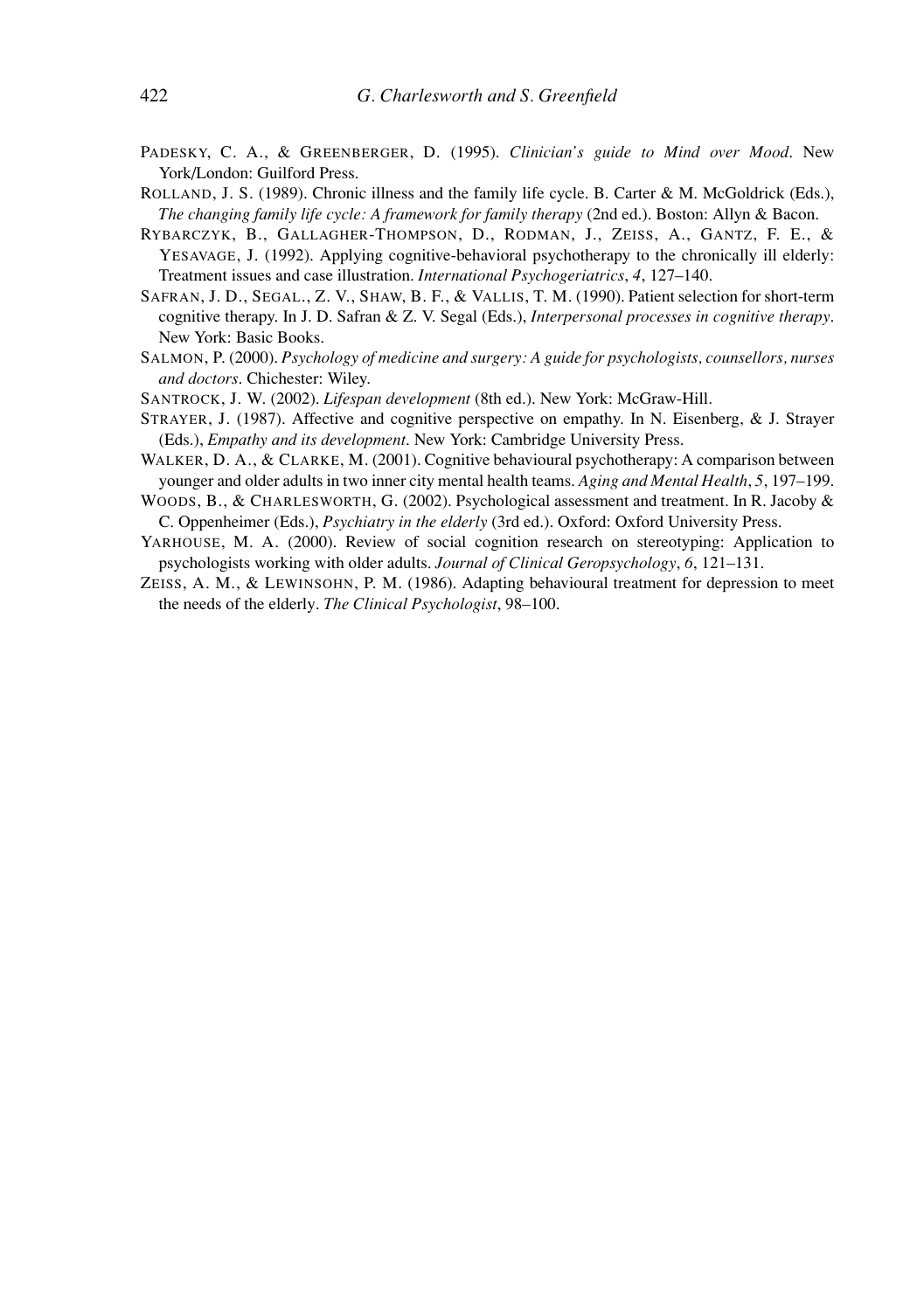Padesky, C. A., & Greenberger, D. (1995). *Clinician's guide to Mind over Mood*. New York/London: Guilford Press.

Rolland, J. S. (1989). Chronic illness and the family life cycle. B. Carter & M. McGoldrick (Eds.), *The changing family life cycle: A framework for family therapy* (2nd ed.). Boston: Allyn & Bacon.

Rybarczyk, B., Gallagher-Thompson, D., Rodman, J., Zeiss, A., Gantz, F. E., & Yesavage, J. (1992). Applying cognitive-behavioral psychotherapy to the chronically ill elderly: Treatment issues and case illustration. *International Psychogeriatrics*, *4*, 127–140.

Safran, J. D., Segal., Z. V., Shaw, B. F., & Vallis, T. M. (1990). Patient selection for short-term cognitive therapy. In J. D. Safran & Z. V. Segal (Eds.), *Interpersonal processes in cognitive therapy*. New York: Basic Books.

Salmon, P. (2000). *Psychology of medicine and surgery: A guide for psychologists, counsellors, nurses and doctors*. Chichester: Wiley.

Santrock, J. W. (2002). *Lifespan development* (8th ed.). New York: McGraw-Hill.

Strayer, J. (1987). Affective and cognitive perspective on empathy. In N. Eisenberg, & J. Strayer (Eds.), *Empathy and its development*. New York: Cambridge University Press.

Walker, D. A., & Clarke, M. (2001). Cognitive behavioural psychotherapy: A comparison between younger and older adults in two inner city mental health teams. *Aging and Mental Health*, *5*, 197–199.

Woods, B., & Charlesworth, G. (2002). Psychological assessment and treatment. In R. Jacoby & C. Oppenheimer (Eds.), *Psychiatry in the elderly* (3rd ed.). Oxford: Oxford University Press.

Yarhouse, M. A. (2000). Review of social cognition research on stereotyping: Application to psychologists working with older adults. *Journal of Clinical Geropsychology*, *6*, 121–131.

Zeiss, A. M., & Lewinsohn, P. M. (1986). Adapting behavioural treatment for depression to meet the needs of the elderly. *The Clinical Psychologist*, 98–100.